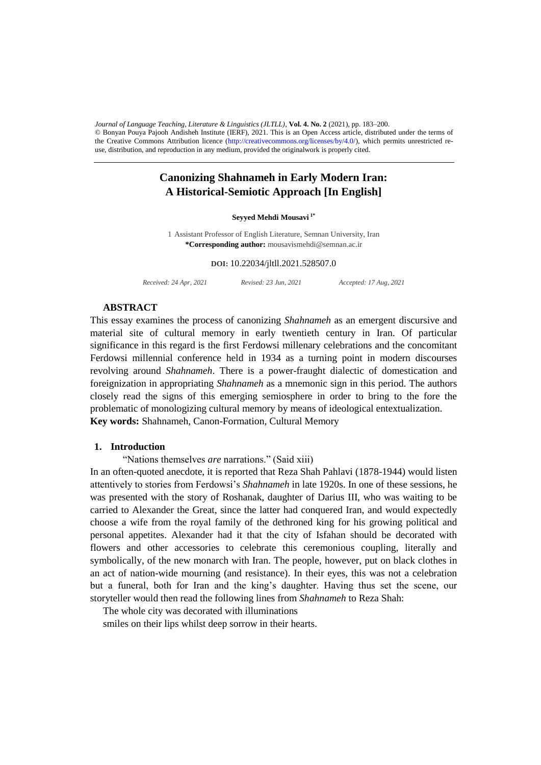*Journal of Language Teaching, Literature & Linguistics (JLTLL)*, **Vol. 4. No. 2** (2021), pp. 183–200.
© Bonyan Pouya Pajooh Andisheh Institute (IERF), 2021. This is an Open Access article, distributed under the terms of the Creative Commons Attribution licence (http://creativecommons.org/licenses/by/4.0/), which permits unrestricted re-use, distribution, and reproduction in any medium, provided the originalwork is properly cited.

# Canonizing Shahnameh in Early Modern Iran: A Historical-Semiotic Approach [In English]

**Seyyed Mehdi Mousavi [1*]**

1 Assistant Professor of English Literature, Semnan University, Iran
**\*Corresponding author:** mousavismehdi@semnan.ac.ir

**DOI:** 10.22034/jltll.2021.528507.0

*Received: 24 Apr, 2021* *Revised: 23 Jun, 2021* *Accepted: 17 Aug, 2021*

## ABSTRACT

This essay examines the process of canonizing *Shahnameh* as an emergent discursive and material site of cultural memory in early twentieth century in Iran. Of particular significance in this regard is the first Ferdowsi millenary celebrations and the concomitant Ferdowsi millennial conference held in 1934 as a turning point in modern discourses revolving around *Shahnameh*. There is a power-fraught dialectic of domestication and foreignization in appropriating *Shahnameh* as a mnemonic sign in this period. The authors closely read the signs of this emerging semiosphere in order to bring to the fore the problematic of monologizing cultural memory by means of ideological entextualization.

**Key words:** Shahnameh, Canon-Formation, Cultural Memory

## 1. Introduction

"Nations themselves *are* narrations." (Said xiii)

In an often-quoted anecdote, it is reported that Reza Shah Pahlavi (1878-1944) would listen attentively to stories from Ferdowsi's *Shahnameh* in late 1920s. In one of these sessions, he was presented with the story of Roshanak, daughter of Darius III, who was waiting to be carried to Alexander the Great, since the latter had conquered Iran, and would expectedly choose a wife from the royal family of the dethroned king for his growing political and personal appetites. Alexander had it that the city of Isfahan should be decorated with flowers and other accessories to celebrate this ceremonious coupling, literally and symbolically, of the new monarch with Iran. The people, however, put on black clothes in an act of nation-wide mourning (and resistance). In their eyes, this was not a celebration but a funeral, both for Iran and the king's daughter. Having thus set the scene, our storyteller would then read the following lines from *Shahnameh* to Reza Shah:

The whole city was decorated with illuminations
smiles on their lips whilst deep sorrow in their hearts.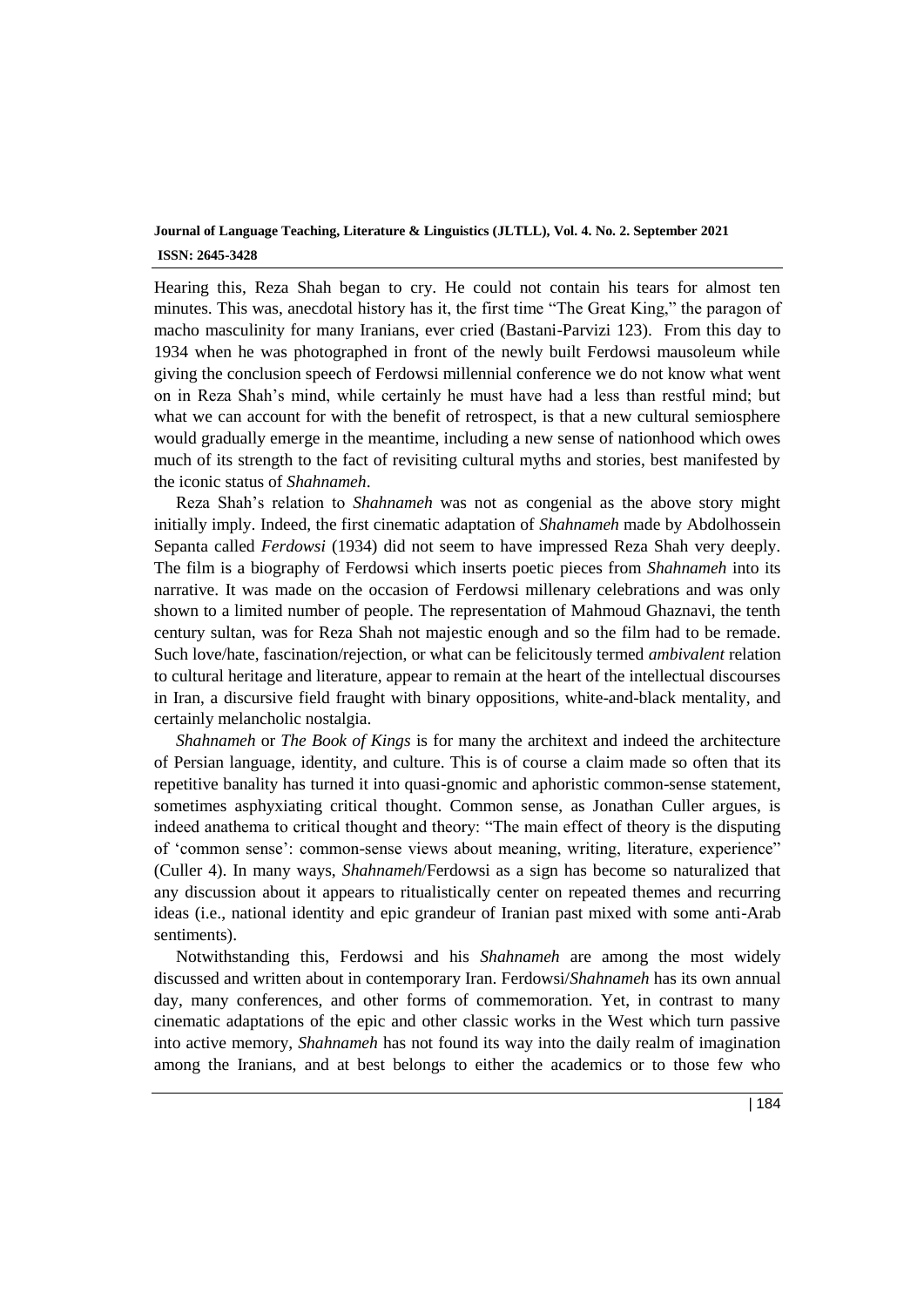Hearing this, Reza Shah began to cry. He could not contain his tears for almost ten minutes. This was, anecdotal history has it, the first time "The Great King," the paragon of macho masculinity for many Iranians, ever cried (Bastani-Parvizi 123). From this day to 1934 when he was photographed in front of the newly built Ferdowsi mausoleum while giving the conclusion speech of Ferdowsi millennial conference we do not know what went on in Reza Shah's mind, while certainly he must have had a less than restful mind; but what we can account for with the benefit of retrospect, is that a new cultural semiosphere would gradually emerge in the meantime, including a new sense of nationhood which owes much of its strength to the fact of revisiting cultural myths and stories, best manifested by the iconic status of *Shahnameh*.

Reza Shah's relation to *Shahnameh* was not as congenial as the above story might initially imply. Indeed, the first cinematic adaptation of *Shahnameh* made by Abdolhossein Sepanta called *Ferdowsi* (1934) did not seem to have impressed Reza Shah very deeply. The film is a biography of Ferdowsi which inserts poetic pieces from *Shahnameh* into its narrative. It was made on the occasion of Ferdowsi millenary celebrations and was only shown to a limited number of people. The representation of Mahmoud Ghaznavi, the tenth century sultan, was for Reza Shah not majestic enough and so the film had to be remade. Such love/hate, fascination/rejection, or what can be felicitously termed *ambivalent* relation to cultural heritage and literature, appear to remain at the heart of the intellectual discourses in Iran, a discursive field fraught with binary oppositions, white-and-black mentality, and certainly melancholic nostalgia.

*Shahnameh* or *The Book of Kings* is for many the architext and indeed the architecture of Persian language, identity, and culture. This is of course a claim made so often that its repetitive banality has turned it into quasi-gnomic and aphoristic common-sense statement, sometimes asphyxiating critical thought. Common sense, as Jonathan Culler argues, is indeed anathema to critical thought and theory: "The main effect of theory is the disputing of 'common sense': common-sense views about meaning, writing, literature, experience" (Culler 4). In many ways, *Shahnameh*/Ferdowsi as a sign has become so naturalized that any discussion about it appears to ritualistically center on repeated themes and recurring ideas (i.e., national identity and epic grandeur of Iranian past mixed with some anti-Arab sentiments).

Notwithstanding this, Ferdowsi and his *Shahnameh* are among the most widely discussed and written about in contemporary Iran. Ferdowsi/*Shahnameh* has its own annual day, many conferences, and other forms of commemoration. Yet, in contrast to many cinematic adaptations of the epic and other classic works in the West which turn passive into active memory, *Shahnameh* has not found its way into the daily realm of imagination among the Iranians, and at best belongs to either the academics or to those few who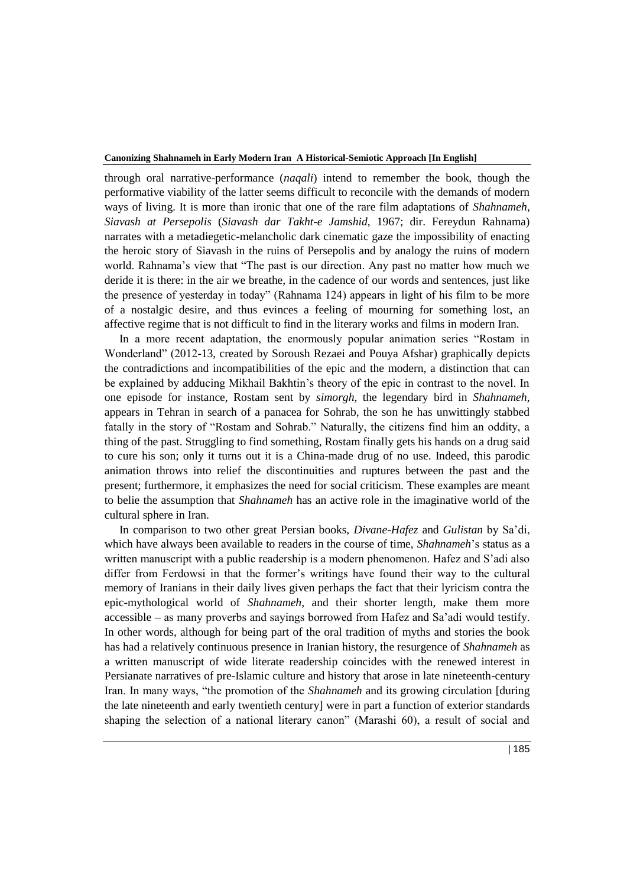through oral narrative-performance (*naqali*) intend to remember the book, though the performative viability of the latter seems difficult to reconcile with the demands of modern ways of living. It is more than ironic that one of the rare film adaptations of *Shahnameh*, *Siavash at Persepolis* (*Siavash dar Takht-e Jamshid*, 1967; dir. Fereydun Rahnama) narrates with a metadiegetic-melancholic dark cinematic gaze the impossibility of enacting the heroic story of Siavash in the ruins of Persepolis and by analogy the ruins of modern world. Rahnama's view that "The past is our direction. Any past no matter how much we deride it is there: in the air we breathe, in the cadence of our words and sentences, just like the presence of yesterday in today" (Rahnama 124) appears in light of his film to be more of a nostalgic desire, and thus evinces a feeling of mourning for something lost, an affective regime that is not difficult to find in the literary works and films in modern Iran.

In a more recent adaptation, the enormously popular animation series "Rostam in Wonderland" (2012-13, created by Soroush Rezaei and Pouya Afshar) graphically depicts the contradictions and incompatibilities of the epic and the modern, a distinction that can be explained by adducing Mikhail Bakhtin's theory of the epic in contrast to the novel. In one episode for instance, Rostam sent by *simorgh*, the legendary bird in *Shahnameh*, appears in Tehran in search of a panacea for Sohrab, the son he has unwittingly stabbed fatally in the story of "Rostam and Sohrab." Naturally, the citizens find him an oddity, a thing of the past. Struggling to find something, Rostam finally gets his hands on a drug said to cure his son; only it turns out it is a China-made drug of no use. Indeed, this parodic animation throws into relief the discontinuities and ruptures between the past and the present; furthermore, it emphasizes the need for social criticism. These examples are meant to belie the assumption that *Shahnameh* has an active role in the imaginative world of the cultural sphere in Iran.

In comparison to two other great Persian books, *Divane-Hafez* and *Gulistan* by Sa'di, which have always been available to readers in the course of time, *Shahnameh*'s status as a written manuscript with a public readership is a modern phenomenon. Hafez and S'adi also differ from Ferdowsi in that the former's writings have found their way to the cultural memory of Iranians in their daily lives given perhaps the fact that their lyricism contra the epic-mythological world of *Shahnameh*, and their shorter length, make them more accessible – as many proverbs and sayings borrowed from Hafez and Sa'adi would testify. In other words, although for being part of the oral tradition of myths and stories the book has had a relatively continuous presence in Iranian history, the resurgence of *Shahnameh* as a written manuscript of wide literate readership coincides with the renewed interest in Persianate narratives of pre-Islamic culture and history that arose in late nineteenth-century Iran. In many ways, "the promotion of the *Shahnameh* and its growing circulation [during the late nineteenth and early twentieth century] were in part a function of exterior standards shaping the selection of a national literary canon" (Marashi 60), a result of social and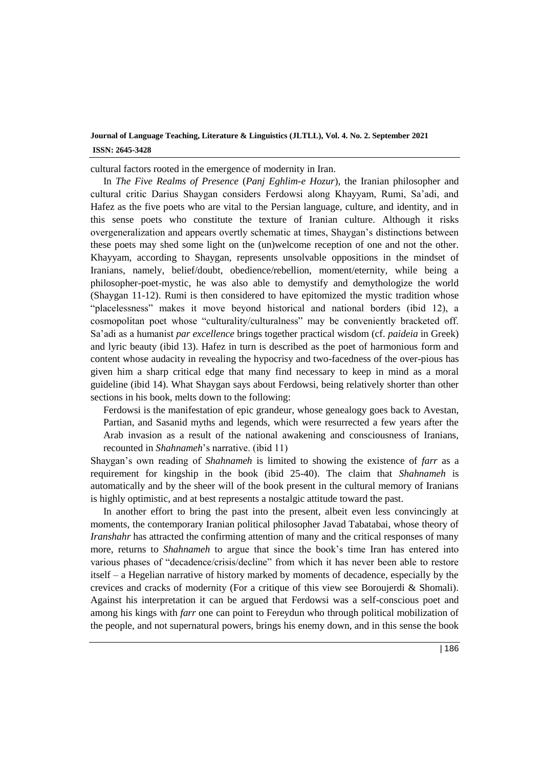cultural factors rooted in the emergence of modernity in Iran.

In *The Five Realms of Presence* (*Panj Eghlim-e Hozur*), the Iranian philosopher and cultural critic Darius Shaygan considers Ferdowsi along Khayyam, Rumi, Sa'adi, and Hafez as the five poets who are vital to the Persian language, culture, and identity, and in this sense poets who constitute the texture of Iranian culture. Although it risks overgeneralization and appears overtly schematic at times, Shaygan's distinctions between these poets may shed some light on the (un)welcome reception of one and not the other. Khayyam, according to Shaygan, represents unsolvable oppositions in the mindset of Iranians, namely, belief/doubt, obedience/rebellion, moment/eternity, while being a philosopher-poet-mystic, he was also able to demystify and demythologize the world (Shaygan 11-12). Rumi is then considered to have epitomized the mystic tradition whose "placelessness" makes it move beyond historical and national borders (ibid 12), a cosmopolitan poet whose "culturality/culturalness" may be conveniently bracketed off. Sa'adi as a humanist *par excellence* brings together practical wisdom (cf. *paideia* in Greek) and lyric beauty (ibid 13). Hafez in turn is described as the poet of harmonious form and content whose audacity in revealing the hypocrisy and two-facedness of the over-pious has given him a sharp critical edge that many find necessary to keep in mind as a moral guideline (ibid 14). What Shaygan says about Ferdowsi, being relatively shorter than other sections in his book, melts down to the following:

> Ferdowsi is the manifestation of epic grandeur, whose genealogy goes back to Avestan, Partian, and Sasanid myths and legends, which were resurrected a few years after the Arab invasion as a result of the national awakening and consciousness of Iranians, recounted in *Shahnameh*'s narrative. (ibid 11)

Shaygan's own reading of *Shahnameh* is limited to showing the existence of *farr* as a requirement for kingship in the book (ibid 25-40). The claim that *Shahnameh* is automatically and by the sheer will of the book present in the cultural memory of Iranians is highly optimistic, and at best represents a nostalgic attitude toward the past.

In another effort to bring the past into the present, albeit even less convincingly at moments, the contemporary Iranian political philosopher Javad Tabatabai, whose theory of *Iranshahr* has attracted the confirming attention of many and the critical responses of many more, returns to *Shahnameh* to argue that since the book's time Iran has entered into various phases of "decadence/crisis/decline" from which it has never been able to restore itself – a Hegelian narrative of history marked by moments of decadence, especially by the crevices and cracks of modernity (For a critique of this view see Boroujerdi & Shomali). Against his interpretation it can be argued that Ferdowsi was a self-conscious poet and among his kings with *farr* one can point to Fereydun who through political mobilization of the people, and not supernatural powers, brings his enemy down, and in this sense the book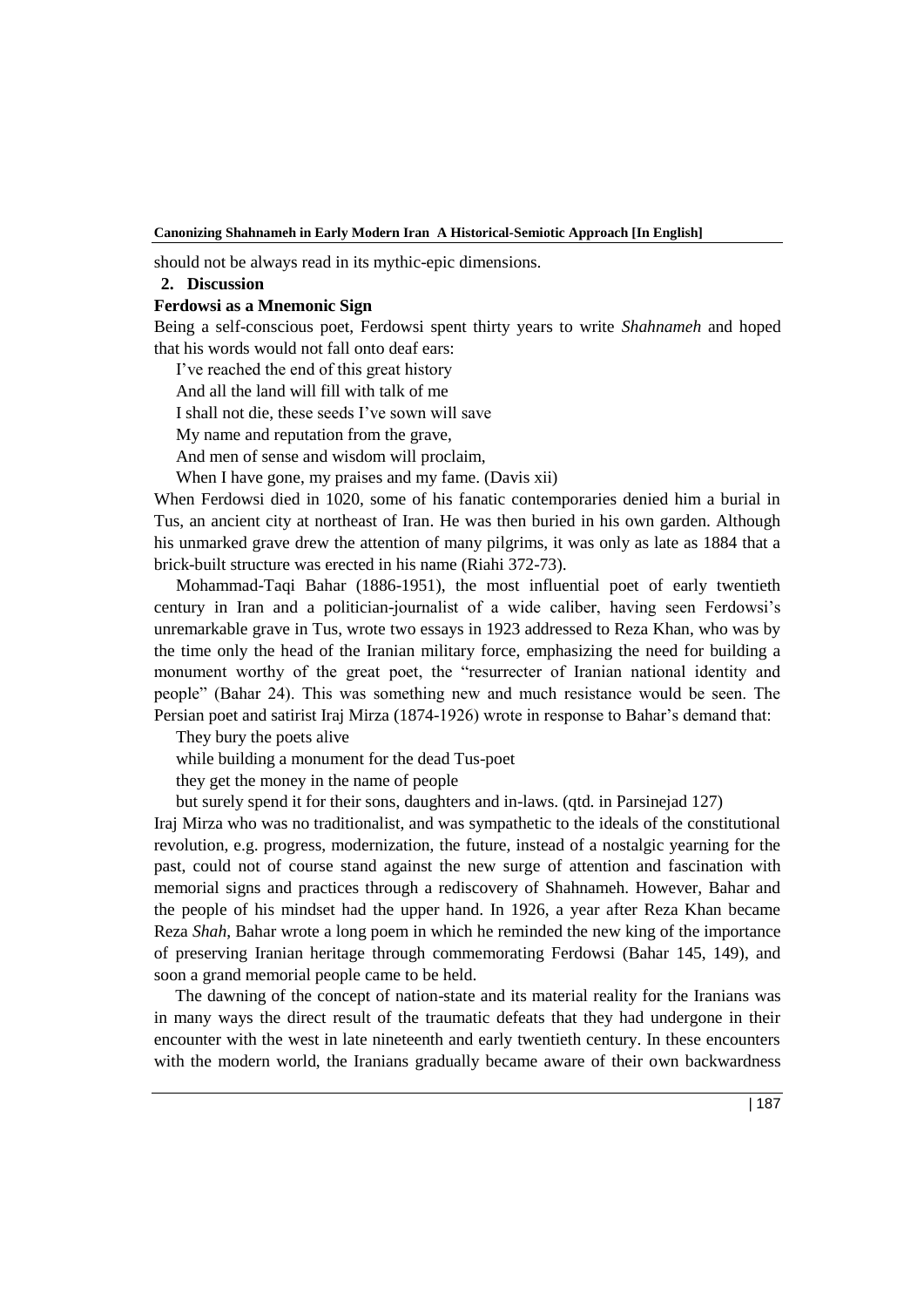should not be always read in its mythic-epic dimensions.

## 2. Discussion

### Ferdowsi as a Mnemonic Sign

Being a self-conscious poet, Ferdowsi spent thirty years to write *Shahnameh* and hoped that his words would not fall onto deaf ears:

I've reached the end of this great history  
And all the land will fill with talk of me  
I shall not die, these seeds I've sown will save  
My name and reputation from the grave,  
And men of sense and wisdom will proclaim,  
When I have gone, my praises and my fame. (Davis xii)

When Ferdowsi died in 1020, some of his fanatic contemporaries denied him a burial in Tus, an ancient city at northeast of Iran. He was then buried in his own garden. Although his unmarked grave drew the attention of many pilgrims, it was only as late as 1884 that a brick-built structure was erected in his name (Riahi 372-73).

Mohammad-Taqi Bahar (1886-1951), the most influential poet of early twentieth century in Iran and a politician-journalist of a wide caliber, having seen Ferdowsi's unremarkable grave in Tus, wrote two essays in 1923 addressed to Reza Khan, who was by the time only the head of the Iranian military force, emphasizing the need for building a monument worthy of the great poet, the "resurrecter of Iranian national identity and people" (Bahar 24). This was something new and much resistance would be seen. The Persian poet and satirist Iraj Mirza (1874-1926) wrote in response to Bahar's demand that:

They bury the poets alive  
while building a monument for the dead Tus-poet  
they get the money in the name of people  
but surely spend it for their sons, daughters and in-laws. (qtd. in Parsinejad 127)

Iraj Mirza who was no traditionalist, and was sympathetic to the ideals of the constitutional revolution, e.g. progress, modernization, the future, instead of a nostalgic yearning for the past, could not of course stand against the new surge of attention and fascination with memorial signs and practices through a rediscovery of Shahnameh. However, Bahar and the people of his mindset had the upper hand. In 1926, a year after Reza Khan became Reza *Shah*, Bahar wrote a long poem in which he reminded the new king of the importance of preserving Iranian heritage through commemorating Ferdowsi (Bahar 145, 149), and soon a grand memorial people came to be held.

The dawning of the concept of nation-state and its material reality for the Iranians was in many ways the direct result of the traumatic defeats that they had undergone in their encounter with the west in late nineteenth and early twentieth century. In these encounters with the modern world, the Iranians gradually became aware of their own backwardness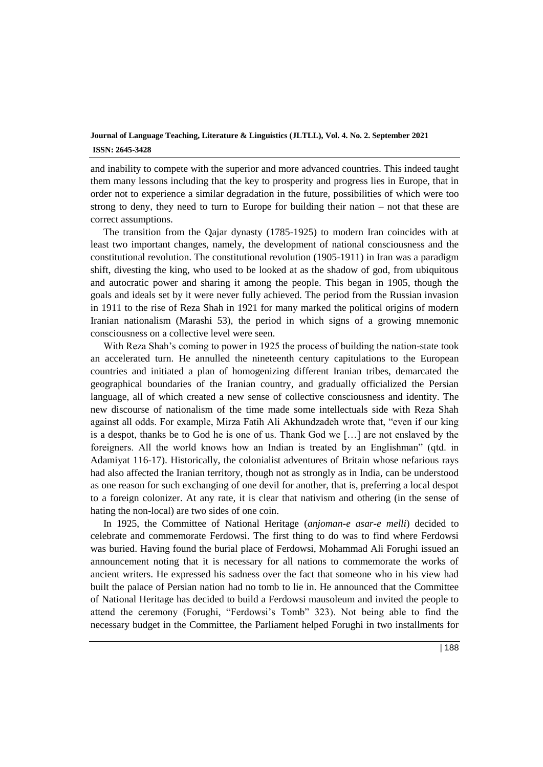and inability to compete with the superior and more advanced countries. This indeed taught them many lessons including that the key to prosperity and progress lies in Europe, that in order not to experience a similar degradation in the future, possibilities of which were too strong to deny, they need to turn to Europe for building their nation – not that these are correct assumptions.

The transition from the Qajar dynasty (1785-1925) to modern Iran coincides with at least two important changes, namely, the development of national consciousness and the constitutional revolution. The constitutional revolution (1905-1911) in Iran was a paradigm shift, divesting the king, who used to be looked at as the shadow of god, from ubiquitous and autocratic power and sharing it among the people. This began in 1905, though the goals and ideals set by it were never fully achieved. The period from the Russian invasion in 1911 to the rise of Reza Shah in 1921 for many marked the political origins of modern Iranian nationalism (Marashi 53), the period in which signs of a growing mnemonic consciousness on a collective level were seen.

With Reza Shah's coming to power in 1925 the process of building the nation-state took an accelerated turn. He annulled the nineteenth century capitulations to the European countries and initiated a plan of homogenizing different Iranian tribes, demarcated the geographical boundaries of the Iranian country, and gradually officialized the Persian language, all of which created a new sense of collective consciousness and identity. The new discourse of nationalism of the time made some intellectuals side with Reza Shah against all odds. For example, Mirza Fatih Ali Akhundzadeh wrote that, "even if our king is a despot, thanks be to God he is one of us. Thank God we […] are not enslaved by the foreigners. All the world knows how an Indian is treated by an Englishman" (qtd. in Adamiyat 116-17). Historically, the colonialist adventures of Britain whose nefarious rays had also affected the Iranian territory, though not as strongly as in India, can be understood as one reason for such exchanging of one devil for another, that is, preferring a local despot to a foreign colonizer. At any rate, it is clear that nativism and othering (in the sense of hating the non-local) are two sides of one coin.

In 1925, the Committee of National Heritage (*anjoman-e asar-e melli*) decided to celebrate and commemorate Ferdowsi. The first thing to do was to find where Ferdowsi was buried. Having found the burial place of Ferdowsi, Mohammad Ali Foroughi issued an announcement noting that it is necessary for all nations to commemorate the works of ancient writers. He expressed his sadness over the fact that someone who in his view had built the palace of Persian nation had no tomb to lie in. He announced that the Committee of National Heritage has decided to build a Ferdowsi mausoleum and invited the people to attend the ceremony (Foroughi, "Ferdowsi's Tomb" 323). Not being able to find the necessary budget in the Committee, the Parliament helped Foroughi in two installments for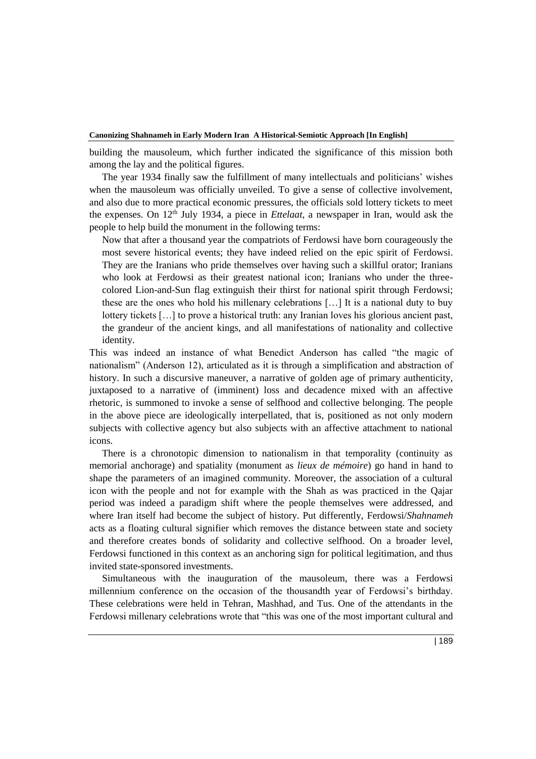building the mausoleum, which further indicated the significance of this mission both among the lay and the political figures.

The year 1934 finally saw the fulfillment of many intellectuals and politicians' wishes when the mausoleum was officially unveiled. To give a sense of collective involvement, and also due to more practical economic pressures, the officials sold lottery tickets to meet the expenses. On 12th July 1934, a piece in *Ettelaat*, a newspaper in Iran, would ask the people to help build the monument in the following terms:

> Now that after a thousand year the compatriots of Ferdowsi have born courageously the most severe historical events; they have indeed relied on the epic spirit of Ferdowsi. They are the Iranians who pride themselves over having such a skillful orator; Iranians who look at Ferdowsi as their greatest national icon; Iranians who under the three-colored Lion-and-Sun flag extinguish their thirst for national spirit through Ferdowsi; these are the ones who hold his millenary celebrations […] It is a national duty to buy lottery tickets […] to prove a historical truth: any Iranian loves his glorious ancient past, the grandeur of the ancient kings, and all manifestations of nationality and collective identity.

This was indeed an instance of what Benedict Anderson has called "the magic of nationalism" (Anderson 12), articulated as it is through a simplification and abstraction of history. In such a discursive maneuver, a narrative of golden age of primary authenticity, juxtaposed to a narrative of (imminent) loss and decadence mixed with an affective rhetoric, is summoned to invoke a sense of selfhood and collective belonging. The people in the above piece are ideologically interpellated, that is, positioned as not only modern subjects with collective agency but also subjects with an affective attachment to national icons.

There is a chronotopic dimension to nationalism in that temporality (continuity as memorial anchorage) and spatiality (monument as *lieux de mémoire*) go hand in hand to shape the parameters of an imagined community. Moreover, the association of a cultural icon with the people and not for example with the Shah as was practiced in the Qajar period was indeed a paradigm shift where the people themselves were addressed, and where Iran itself had become the subject of history. Put differently, Ferdowsi/*Shahnameh* acts as a floating cultural signifier which removes the distance between state and society and therefore creates bonds of solidarity and collective selfhood. On a broader level, Ferdowsi functioned in this context as an anchoring sign for political legitimation, and thus invited state-sponsored investments.

Simultaneous with the inauguration of the mausoleum, there was a Ferdowsi millennium conference on the occasion of the thousandth year of Ferdowsi's birthday. These celebrations were held in Tehran, Mashhad, and Tus. One of the attendants in the Ferdowsi millenary celebrations wrote that "this was one of the most important cultural and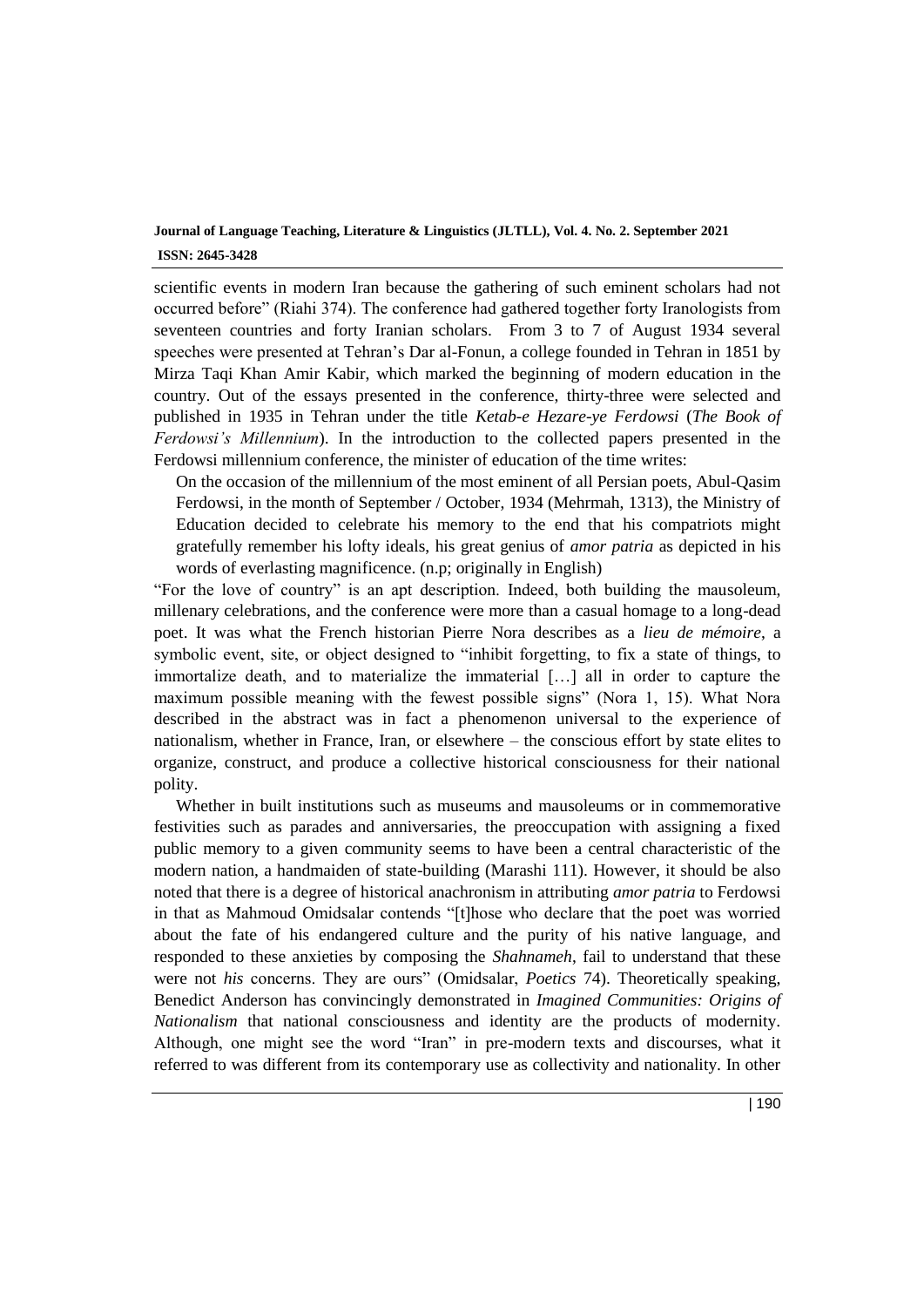scientific events in modern Iran because the gathering of such eminent scholars had not occurred before" (Riahi 374). The conference had gathered together forty Iranologists from seventeen countries and forty Iranian scholars. From 3 to 7 of August 1934 several speeches were presented at Tehran's Dar al-Fonun, a college founded in Tehran in 1851 by Mirza Taqi Khan Amir Kabir, which marked the beginning of modern education in the country. Out of the essays presented in the conference, thirty-three were selected and published in 1935 in Tehran under the title *Ketab-e Hezare-ye Ferdowsi* (*The Book of Ferdowsi's Millennium*). In the introduction to the collected papers presented in the Ferdowsi millennium conference, the minister of education of the time writes:

> On the occasion of the millennium of the most eminent of all Persian poets, Abul-Qasim Ferdowsi, in the month of September / October, 1934 (Mehrmah, 1313), the Ministry of Education decided to celebrate his memory to the end that his compatriots might gratefully remember his lofty ideals, his great genius of *amor patria* as depicted in his words of everlasting magnificence. (n.p; originally in English)

"For the love of country" is an apt description. Indeed, both building the mausoleum, millenary celebrations, and the conference were more than a casual homage to a long-dead poet. It was what the French historian Pierre Nora describes as a *lieu de mémoire*, a symbolic event, site, or object designed to "inhibit forgetting, to fix a state of things, to immortalize death, and to materialize the immaterial […] all in order to capture the maximum possible meaning with the fewest possible signs" (Nora 1, 15). What Nora described in the abstract was in fact a phenomenon universal to the experience of nationalism, whether in France, Iran, or elsewhere – the conscious effort by state elites to organize, construct, and produce a collective historical consciousness for their national polity.

Whether in built institutions such as museums and mausoleums or in commemorative festivities such as parades and anniversaries, the preoccupation with assigning a fixed public memory to a given community seems to have been a central characteristic of the modern nation, a handmaiden of state-building (Marashi 111). However, it should be also noted that there is a degree of historical anachronism in attributing *amor patria* to Ferdowsi in that as Mahmoud Omidsalar contends "[t]hose who declare that the poet was worried about the fate of his endangered culture and the purity of his native language, and responded to these anxieties by composing the *Shahnameh*, fail to understand that these were not *his* concerns. They are ours" (Omidsalar, *Poetics* 74). Theoretically speaking, Benedict Anderson has convincingly demonstrated in *Imagined Communities: Origins of Nationalism* that national consciousness and identity are the products of modernity. Although, one might see the word "Iran" in pre-modern texts and discourses, what it referred to was different from its contemporary use as collectivity and nationality. In other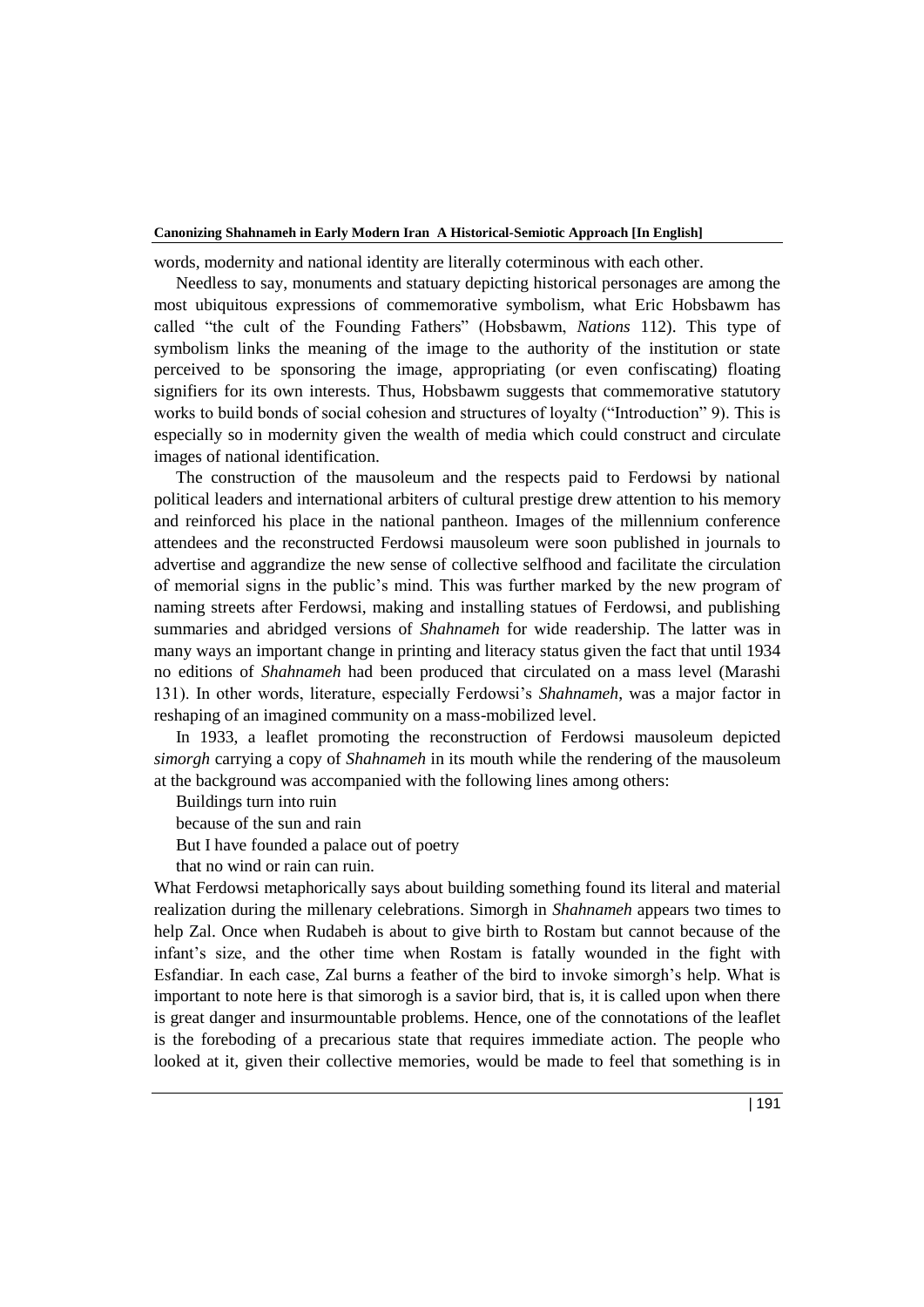words, modernity and national identity are literally coterminous with each other.

Needless to say, monuments and statuary depicting historical personages are among the most ubiquitous expressions of commemorative symbolism, what Eric Hobsbawm has called "the cult of the Founding Fathers" (Hobsbawm, *Nations* 112). This type of symbolism links the meaning of the image to the authority of the institution or state perceived to be sponsoring the image, appropriating (or even confiscating) floating signifiers for its own interests. Thus, Hobsbawm suggests that commemorative statutory works to build bonds of social cohesion and structures of loyalty ("Introduction" 9). This is especially so in modernity given the wealth of media which could construct and circulate images of national identification.

The construction of the mausoleum and the respects paid to Ferdowsi by national political leaders and international arbiters of cultural prestige drew attention to his memory and reinforced his place in the national pantheon. Images of the millennium conference attendees and the reconstructed Ferdowsi mausoleum were soon published in journals to advertise and aggrandize the new sense of collective selfhood and facilitate the circulation of memorial signs in the public's mind. This was further marked by the new program of naming streets after Ferdowsi, making and installing statues of Ferdowsi, and publishing summaries and abridged versions of *Shahnameh* for wide readership. The latter was in many ways an important change in printing and literacy status given the fact that until 1934 no editions of *Shahnameh* had been produced that circulated on a mass level (Marashi 131). In other words, literature, especially Ferdowsi's *Shahnameh*, was a major factor in reshaping of an imagined community on a mass-mobilized level.

In 1933, a leaflet promoting the reconstruction of Ferdowsi mausoleum depicted *simorgh* carrying a copy of *Shahnameh* in its mouth while the rendering of the mausoleum at the background was accompanied with the following lines among others:

Buildings turn into ruin  
because of the sun and rain  
But I have founded a palace out of poetry  
that no wind or rain can ruin.

What Ferdowsi metaphorically says about building something found its literal and material realization during the millenary celebrations. Simorgh in *Shahnameh* appears two times to help Zal. Once when Rudabeh is about to give birth to Rostam but cannot because of the infant's size, and the other time when Rostam is fatally wounded in the fight with Esfandiar. In each case, Zal burns a feather of the bird to invoke simorgh's help. What is important to note here is that simorogh is a savior bird, that is, it is called upon when there is great danger and insurmountable problems. Hence, one of the connotations of the leaflet is the foreboding of a precarious state that requires immediate action. The people who looked at it, given their collective memories, would be made to feel that something is in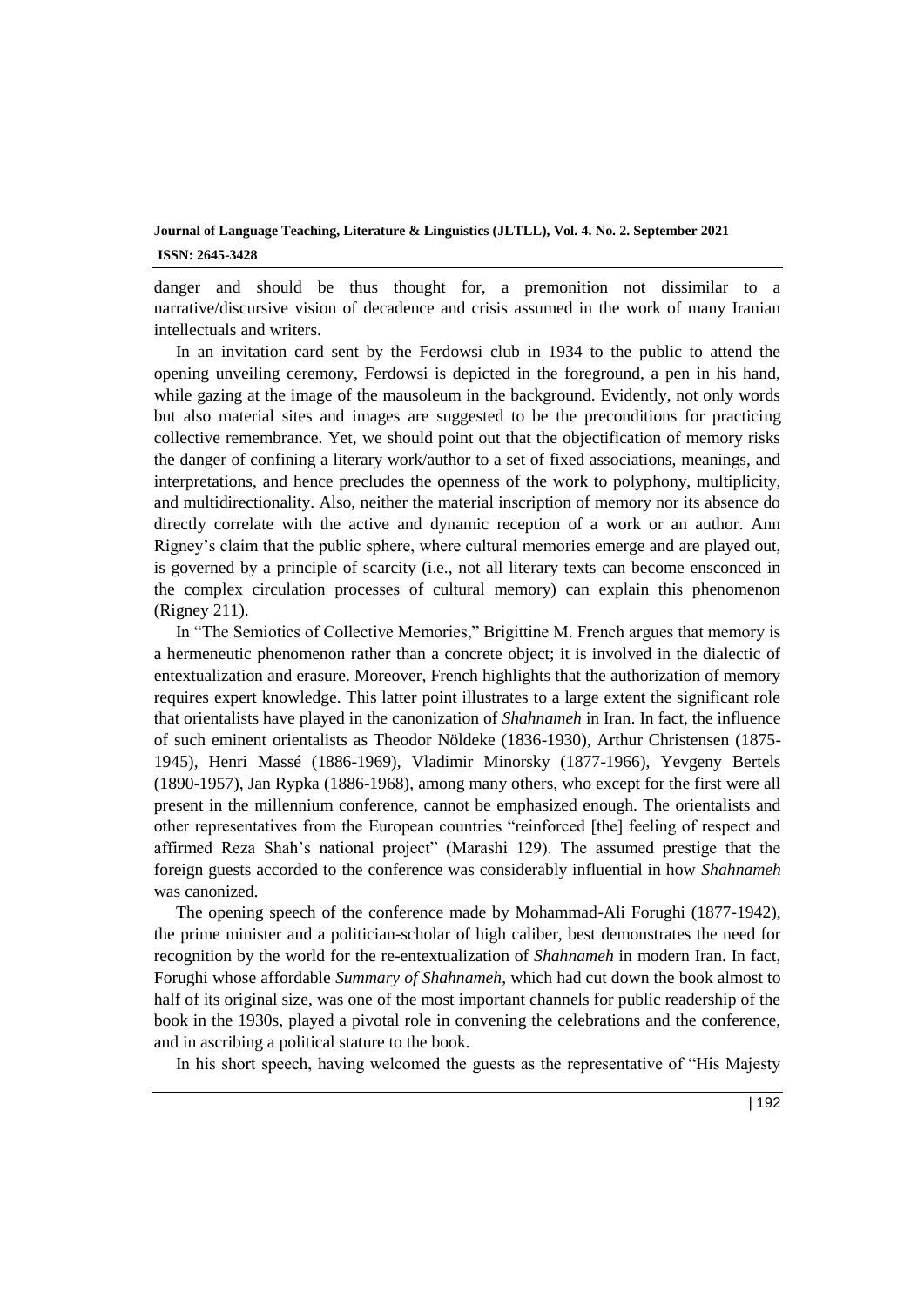danger and should be thus thought for, a premonition not dissimilar to a narrative/discursive vision of decadence and crisis assumed in the work of many Iranian intellectuals and writers.

In an invitation card sent by the Ferdowsi club in 1934 to the public to attend the opening unveiling ceremony, Ferdowsi is depicted in the foreground, a pen in his hand, while gazing at the image of the mausoleum in the background. Evidently, not only words but also material sites and images are suggested to be the preconditions for practicing collective remembrance. Yet, we should point out that the objectification of memory risks the danger of confining a literary work/author to a set of fixed associations, meanings, and interpretations, and hence precludes the openness of the work to polyphony, multiplicity, and multidirectionality. Also, neither the material inscription of memory nor its absence do directly correlate with the active and dynamic reception of a work or an author. Ann Rigney's claim that the public sphere, where cultural memories emerge and are played out, is governed by a principle of scarcity (i.e., not all literary texts can become ensconced in the complex circulation processes of cultural memory) can explain this phenomenon (Rigney 211).

In "The Semiotics of Collective Memories," Brigittine M. French argues that memory is a hermeneutic phenomenon rather than a concrete object; it is involved in the dialectic of entextualization and erasure. Moreover, French highlights that the authorization of memory requires expert knowledge. This latter point illustrates to a large extent the significant role that orientalists have played in the canonization of *Shahnameh* in Iran. In fact, the influence of such eminent orientalists as Theodor Nöldeke (1836-1930), Arthur Christensen (1875-1945), Henri Massé (1886-1969), Vladimir Minorsky (1877-1966), Yevgeny Bertels (1890-1957), Jan Rypka (1886-1968), among many others, who except for the first were all present in the millennium conference, cannot be emphasized enough. The orientalists and other representatives from the European countries "reinforced [the] feeling of respect and affirmed Reza Shah's national project" (Marashi 129). The assumed prestige that the foreign guests accorded to the conference was considerably influential in how *Shahnameh* was canonized.

The opening speech of the conference made by Mohammad-Ali Forughi (1877-1942), the prime minister and a politician-scholar of high caliber, best demonstrates the need for recognition by the world for the re-entextualization of *Shahnameh* in modern Iran. In fact, Forughi whose affordable *Summary of Shahnameh*, which had cut down the book almost to half of its original size, was one of the most important channels for public readership of the book in the 1930s, played a pivotal role in convening the celebrations and the conference, and in ascribing a political stature to the book.

In his short speech, having welcomed the guests as the representative of "His Majesty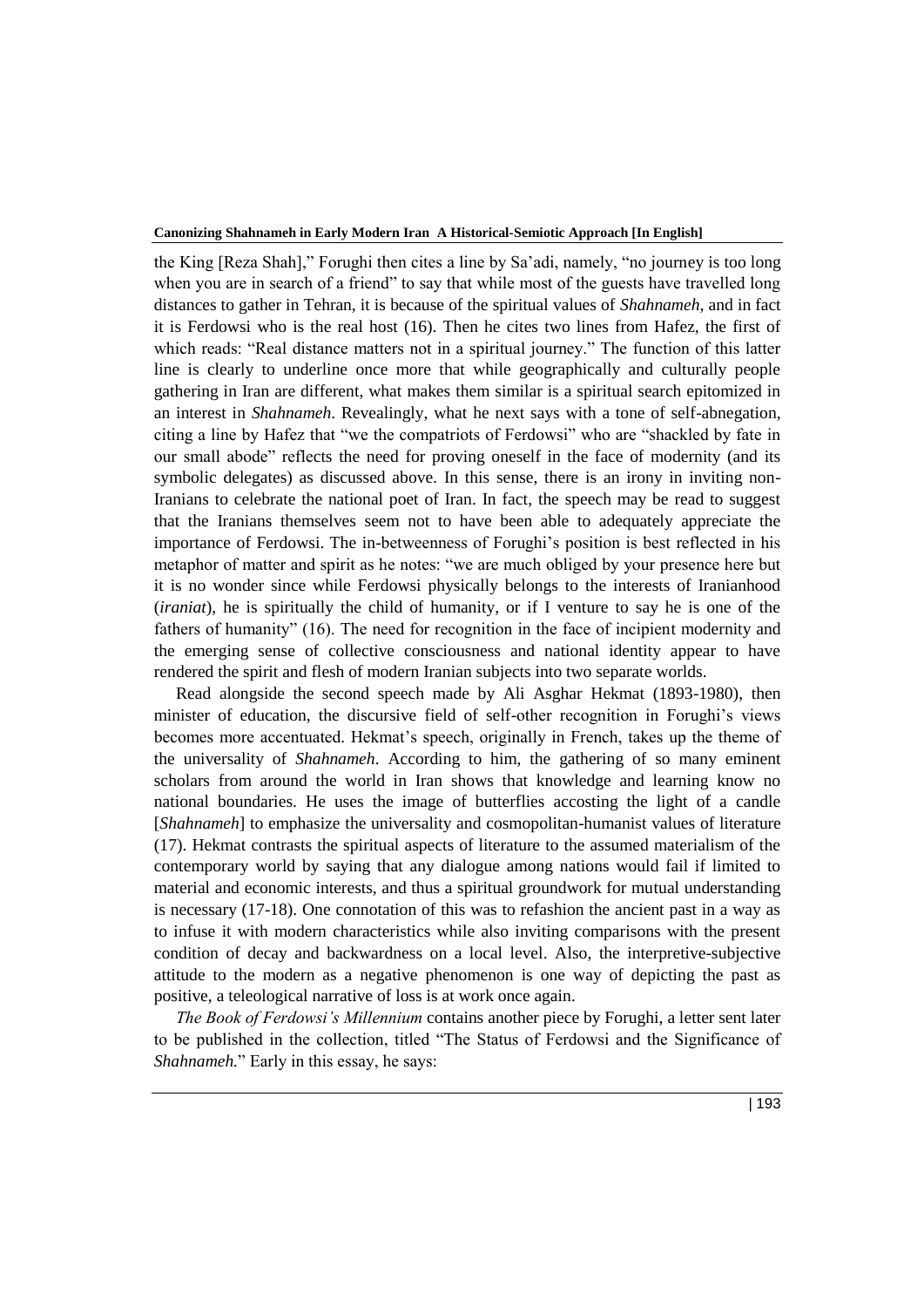the King [Reza Shah]," Foroughi then cites a line by Sa'adi, namely, "no journey is too long when you are in search of a friend" to say that while most of the guests have travelled long distances to gather in Tehran, it is because of the spiritual values of *Shahnameh*, and in fact it is Ferdowsi who is the real host (16). Then he cites two lines from Hafez, the first of which reads: "Real distance matters not in a spiritual journey." The function of this latter line is clearly to underline once more that while geographically and culturally people gathering in Iran are different, what makes them similar is a spiritual search epitomized in an interest in *Shahnameh*. Revealingly, what he next says with a tone of self-abnegation, citing a line by Hafez that "we the compatriots of Ferdowsi" who are "shackled by fate in our small abode" reflects the need for proving oneself in the face of modernity (and its symbolic delegates) as discussed above. In this sense, there is an irony in inviting non-Iranians to celebrate the national poet of Iran. In fact, the speech may be read to suggest that the Iranians themselves seem not to have been able to adequately appreciate the importance of Ferdowsi. The in-betweenness of Foroughi's position is best reflected in his metaphor of matter and spirit as he notes: "we are much obliged by your presence here but it is no wonder since while Ferdowsi physically belongs to the interests of Iranianhood (*iraniat*), he is spiritually the child of humanity, or if I venture to say he is one of the fathers of humanity" (16). The need for recognition in the face of incipient modernity and the emerging sense of collective consciousness and national identity appear to have rendered the spirit and flesh of modern Iranian subjects into two separate worlds.

Read alongside the second speech made by Ali Asghar Hekmat (1893-1980), then minister of education, the discursive field of self-other recognition in Foroughi's views becomes more accentuated. Hekmat's speech, originally in French, takes up the theme of the universality of *Shahnameh*. According to him, the gathering of so many eminent scholars from around the world in Iran shows that knowledge and learning know no national boundaries. He uses the image of butterflies accosting the light of a candle [*Shahnameh*] to emphasize the universality and cosmopolitan-humanist values of literature (17). Hekmat contrasts the spiritual aspects of literature to the assumed materialism of the contemporary world by saying that any dialogue among nations would fail if limited to material and economic interests, and thus a spiritual groundwork for mutual understanding is necessary (17-18). One connotation of this was to refashion the ancient past in a way as to infuse it with modern characteristics while also inviting comparisons with the present condition of decay and backwardness on a local level. Also, the interpretive-subjective attitude to the modern as a negative phenomenon is one way of depicting the past as positive, a teleological narrative of loss is at work once again.

*The Book of Ferdowsi's Millennium* contains another piece by Foroughi, a letter sent later to be published in the collection, titled "The Status of Ferdowsi and the Significance of *Shahnameh.*" Early in this essay, he says: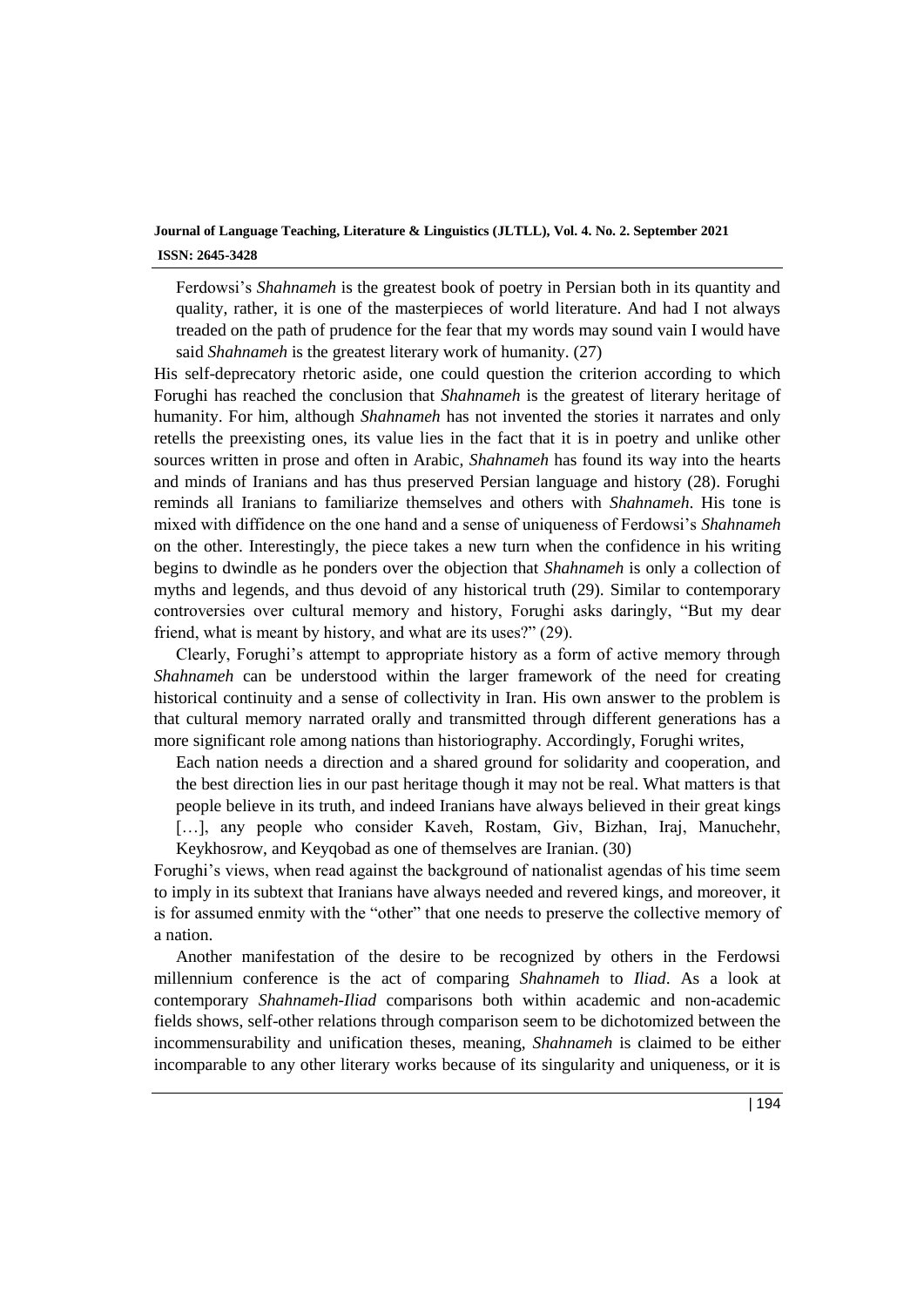> Ferdowsi's *Shahnameh* is the greatest book of poetry in Persian both in its quantity and quality, rather, it is one of the masterpieces of world literature. And had I not always treaded on the path of prudence for the fear that my words may sound vain I would have said *Shahnameh* is the greatest literary work of humanity. (27)

His self-deprecatory rhetoric aside, one could question the criterion according to which Foroughi has reached the conclusion that *Shahnameh* is the greatest of literary heritage of humanity. For him, although *Shahnameh* has not invented the stories it narrates and only retells the preexisting ones, its value lies in the fact that it is in poetry and unlike other sources written in prose and often in Arabic, *Shahnameh* has found its way into the hearts and minds of Iranians and has thus preserved Persian language and history (28). Foroughi reminds all Iranians to familiarize themselves and others with *Shahnameh*. His tone is mixed with diffidence on the one hand and a sense of uniqueness of Ferdowsi's *Shahnameh* on the other. Interestingly, the piece takes a new turn when the confidence in his writing begins to dwindle as he ponders over the objection that *Shahnameh* is only a collection of myths and legends, and thus devoid of any historical truth (29). Similar to contemporary controversies over cultural memory and history, Foroughi asks daringly, "But my dear friend, what is meant by history, and what are its uses?" (29).

Clearly, Foroughi's attempt to appropriate history as a form of active memory through *Shahnameh* can be understood within the larger framework of the need for creating historical continuity and a sense of collectivity in Iran. His own answer to the problem is that cultural memory narrated orally and transmitted through different generations has a more significant role among nations than historiography. Accordingly, Foroughi writes,

> Each nation needs a direction and a shared ground for solidarity and cooperation, and the best direction lies in our past heritage though it may not be real. What matters is that people believe in its truth, and indeed Iranians have always believed in their great kings […], any people who consider Kaveh, Rostam, Giv, Bizhan, Iraj, Manuchehr, Keykhosrow, and Keyqobad as one of themselves are Iranian. (30)

Foroughi's views, when read against the background of nationalist agendas of his time seem to imply in its subtext that Iranians have always needed and revered kings, and moreover, it is for assumed enmity with the "other" that one needs to preserve the collective memory of a nation.

Another manifestation of the desire to be recognized by others in the Ferdowsi millennium conference is the act of comparing *Shahnameh* to *Iliad*. As a look at contemporary *Shahnameh-Iliad* comparisons both within academic and non-academic fields shows, self-other relations through comparison seem to be dichotomized between the incommensurability and unification theses, meaning, *Shahnameh* is claimed to be either incomparable to any other literary works because of its singularity and uniqueness, or it is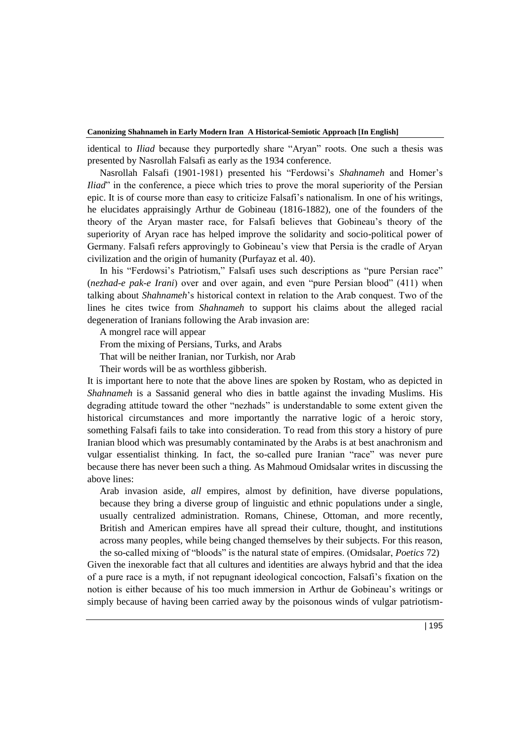identical to *Iliad* because they purportedly share "Aryan" roots. One such a thesis was presented by Nasrollah Falsafi as early as the 1934 conference.

Nasrollah Falsafi (1901-1981) presented his "Ferdowsi's *Shahnameh* and Homer's *Iliad*" in the conference, a piece which tries to prove the moral superiority of the Persian epic. It is of course more than easy to criticize Falsafi's nationalism. In one of his writings, he elucidates appraisingly Arthur de Gobineau (1816-1882), one of the founders of the theory of the Aryan master race, for Falsafi believes that Gobineau's theory of the superiority of Aryan race has helped improve the solidarity and socio-political power of Germany. Falsafi refers approvingly to Gobineau's view that Persia is the cradle of Aryan civilization and the origin of humanity (Purfayaz et al. 40).

In his "Ferdowsi's Patriotism," Falsafi uses such descriptions as "pure Persian race" (*nezhad-e pak-e Irani*) over and over again, and even "pure Persian blood" (411) when talking about *Shahnameh*'s historical context in relation to the Arab conquest. Two of the lines he cites twice from *Shahnameh* to support his claims about the alleged racial degeneration of Iranians following the Arab invasion are:

> A mongrel race will appear
> From the mixing of Persians, Turks, and Arabs
> That will be neither Iranian, nor Turkish, nor Arab
> Their words will be as worthless gibberish.

It is important here to note that the above lines are spoken by Rostam, who as depicted in *Shahnameh* is a Sassanid general who dies in battle against the invading Muslims. His degrading attitude toward the other "nezhads" is understandable to some extent given the historical circumstances and more importantly the narrative logic of a heroic story, something Falsafi fails to take into consideration. To read from this story a history of pure Iranian blood which was presumably contaminated by the Arabs is at best anachronism and vulgar essentialist thinking. In fact, the so-called pure Iranian "race" was never pure because there has never been such a thing. As Mahmoud Omidsalar writes in discussing the above lines:

> Arab invasion aside, *all* empires, almost by definition, have diverse populations, because they bring a diverse group of linguistic and ethnic populations under a single, usually centralized administration. Romans, Chinese, Ottoman, and more recently, British and American empires have all spread their culture, thought, and institutions across many peoples, while being changed themselves by their subjects. For this reason, the so-called mixing of "bloods" is the natural state of empires. (Omidsalar, *Poetics* 72)

Given the inexorable fact that all cultures and identities are always hybrid and that the idea of a pure race is a myth, if not repugnant ideological concoction, Falsafi's fixation on the notion is either because of his too much immersion in Arthur de Gobineau's writings or simply because of having been carried away by the poisonous winds of vulgar patriotism-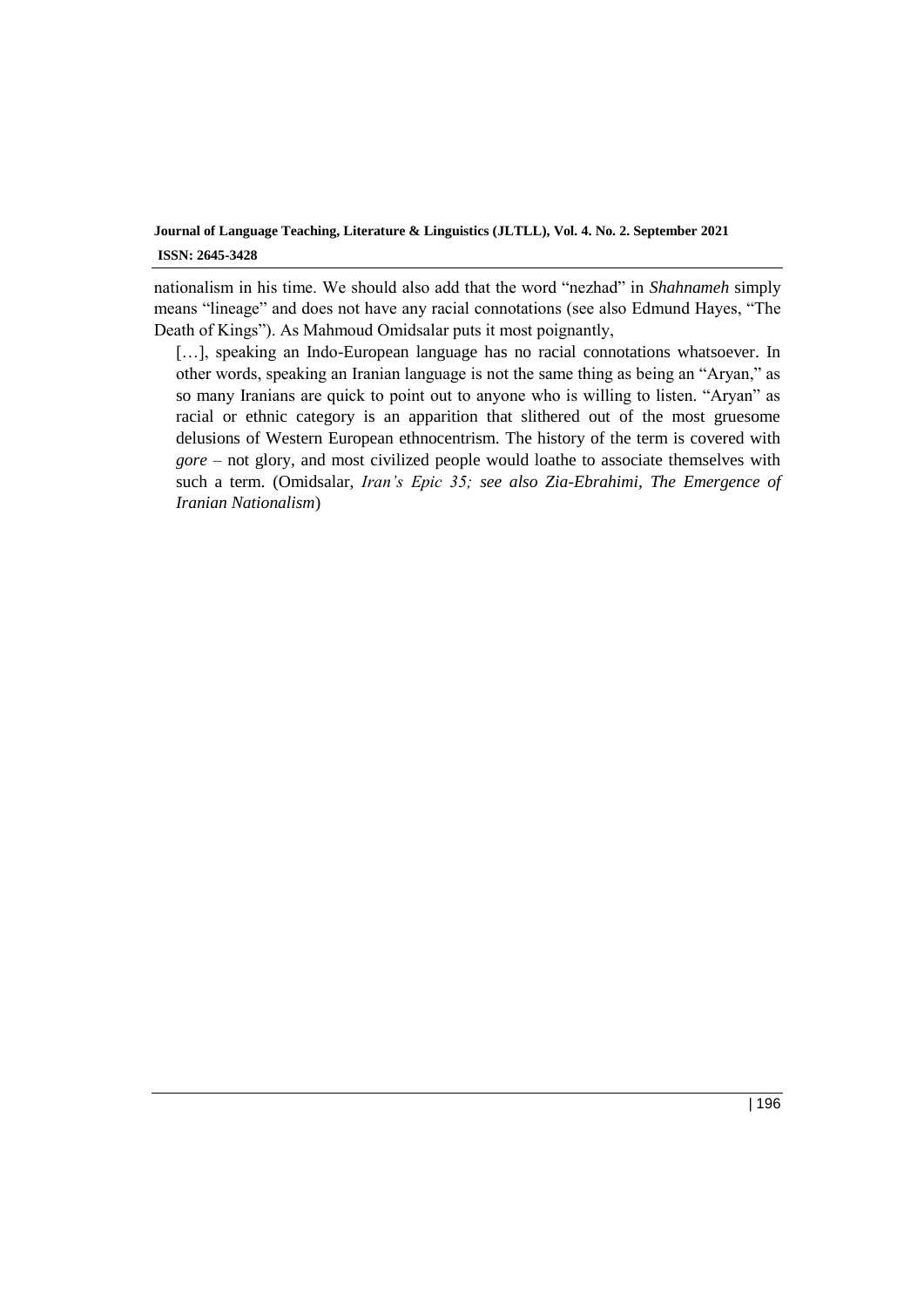nationalism in his time. We should also add that the word "nezhad" in *Shahnameh* simply means "lineage" and does not have any racial connotations (see also Edmund Hayes, "The Death of Kings"). As Mahmoud Omidsalar puts it most poignantly,

> […], speaking an Indo-European language has no racial connotations whatsoever. In other words, speaking an Iranian language is not the same thing as being an "Aryan," as so many Iranians are quick to point out to anyone who is willing to listen. "Aryan" as racial or ethnic category is an apparition that slithered out of the most gruesome delusions of Western European ethnocentrism. The history of the term is covered with *gore* – not glory, and most civilized people would loathe to associate themselves with such a term. (Omidsalar, *Iran's Epic 35; see also Zia-Ebrahimi, The Emergence of Iranian Nationalism*)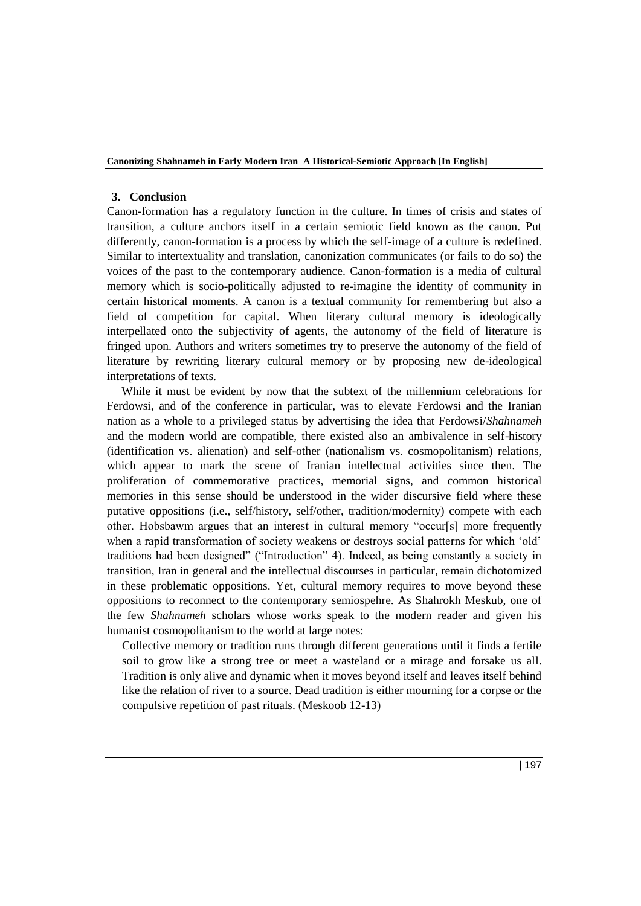## 3. Conclusion

Canon-formation has a regulatory function in the culture. In times of crisis and states of transition, a culture anchors itself in a certain semiotic field known as the canon. Put differently, canon-formation is a process by which the self-image of a culture is redefined. Similar to intertextuality and translation, canonization communicates (or fails to do so) the voices of the past to the contemporary audience. Canon-formation is a media of cultural memory which is socio-politically adjusted to re-imagine the identity of community in certain historical moments. A canon is a textual community for remembering but also a field of competition for capital. When literary cultural memory is ideologically interpellated onto the subjectivity of agents, the autonomy of the field of literature is fringed upon. Authors and writers sometimes try to preserve the autonomy of the field of literature by rewriting literary cultural memory or by proposing new de-ideological interpretations of texts.

While it must be evident by now that the subtext of the millennium celebrations for Ferdowsi, and of the conference in particular, was to elevate Ferdowsi and the Iranian nation as a whole to a privileged status by advertising the idea that Ferdowsi/*Shahnameh* and the modern world are compatible, there existed also an ambivalence in self-history (identification vs. alienation) and self-other (nationalism vs. cosmopolitanism) relations, which appear to mark the scene of Iranian intellectual activities since then. The proliferation of commemorative practices, memorial signs, and common historical memories in this sense should be understood in the wider discursive field where these putative oppositions (i.e., self/history, self/other, tradition/modernity) compete with each other. Hobsbawm argues that an interest in cultural memory "occur[s] more frequently when a rapid transformation of society weakens or destroys social patterns for which 'old' traditions had been designed" ("Introduction" 4). Indeed, as being constantly a society in transition, Iran in general and the intellectual discourses in particular, remain dichotomized in these problematic oppositions. Yet, cultural memory requires to move beyond these oppositions to reconnect to the contemporary semiospehre. As Shahrokh Meskub, one of the few *Shahnameh* scholars whose works speak to the modern reader and given his humanist cosmopolitanism to the world at large notes:

> Collective memory or tradition runs through different generations until it finds a fertile soil to grow like a strong tree or meet a wasteland or a mirage and forsake us all. Tradition is only alive and dynamic when it moves beyond itself and leaves itself behind like the relation of river to a source. Dead tradition is either mourning for a corpse or the compulsive repetition of past rituals. (Meskoob 12-13)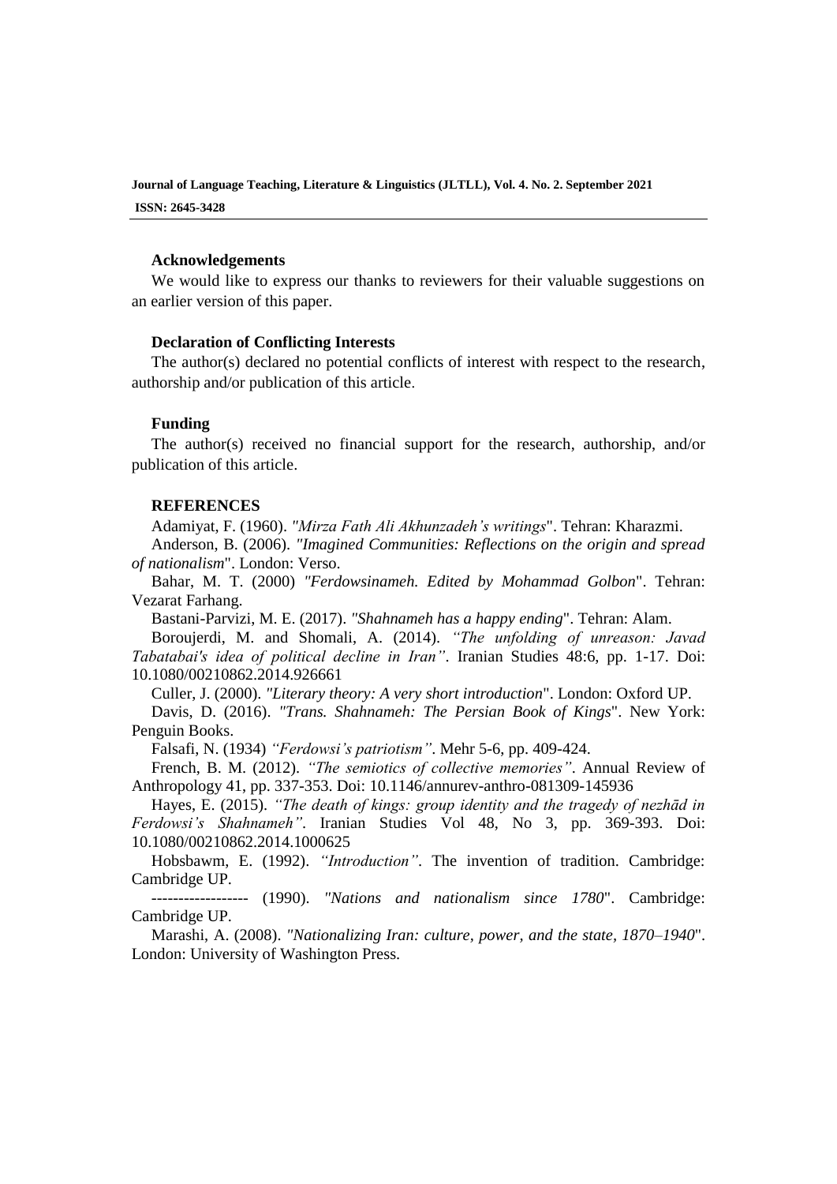### Acknowledgements

We would like to express our thanks to reviewers for their valuable suggestions on an earlier version of this paper.

### Declaration of Conflicting Interests

The author(s) declared no potential conflicts of interest with respect to the research, authorship and/or publication of this article.

### Funding

The author(s) received no financial support for the research, authorship, and/or publication of this article.

### REFERENCES

Adamiyat, F. (1960). *"Mirza Fath Ali Akhunzadeh's writings*". Tehran: Kharazmi.

Anderson, B. (2006). *"Imagined Communities: Reflections on the origin and spread of nationalism*". London: Verso.

Bahar, M. T. (2000) *"Ferdowsinameh. Edited by Mohammad Golbon*". Tehran: Vezarat Farhang.

Bastani-Parvizi, M. E. (2017). *"Shahnameh has a happy ending*". Tehran: Alam.

Boroujerdi, M. and Shomali, A. (2014). *"The unfolding of unreason: Javad Tabatabai's idea of political decline in Iran"*. Iranian Studies 48:6, pp. 1-17. Doi: 10.1080/00210862.2014.926661

Culler, J. (2000). *"Literary theory: A very short introduction*". London: Oxford UP.

Davis, D. (2016). *"Trans. Shahnameh: The Persian Book of Kings*". New York: Penguin Books.

Falsafi, N. (1934) *"Ferdowsi's patriotism"*. Mehr 5-6, pp. 409-424.

French, B. M. (2012). *"The semiotics of collective memories"*. Annual Review of Anthropology 41, pp. 337-353. Doi: 10.1146/annurev-anthro-081309-145936

Hayes, E. (2015). *"The death of kings: group identity and the tragedy of nezhād in Ferdowsi's Shahnameh"*. Iranian Studies Vol 48, No 3, pp. 369-393. Doi: 10.1080/00210862.2014.1000625

Hobsbawm, E. (1992). *"Introduction"*. The invention of tradition. Cambridge: Cambridge UP.

------------------ (1990). *"Nations and nationalism since 1780*". Cambridge: Cambridge UP.

Marashi, A. (2008). *"Nationalizing Iran: culture, power, and the state, 1870–1940*". London: University of Washington Press.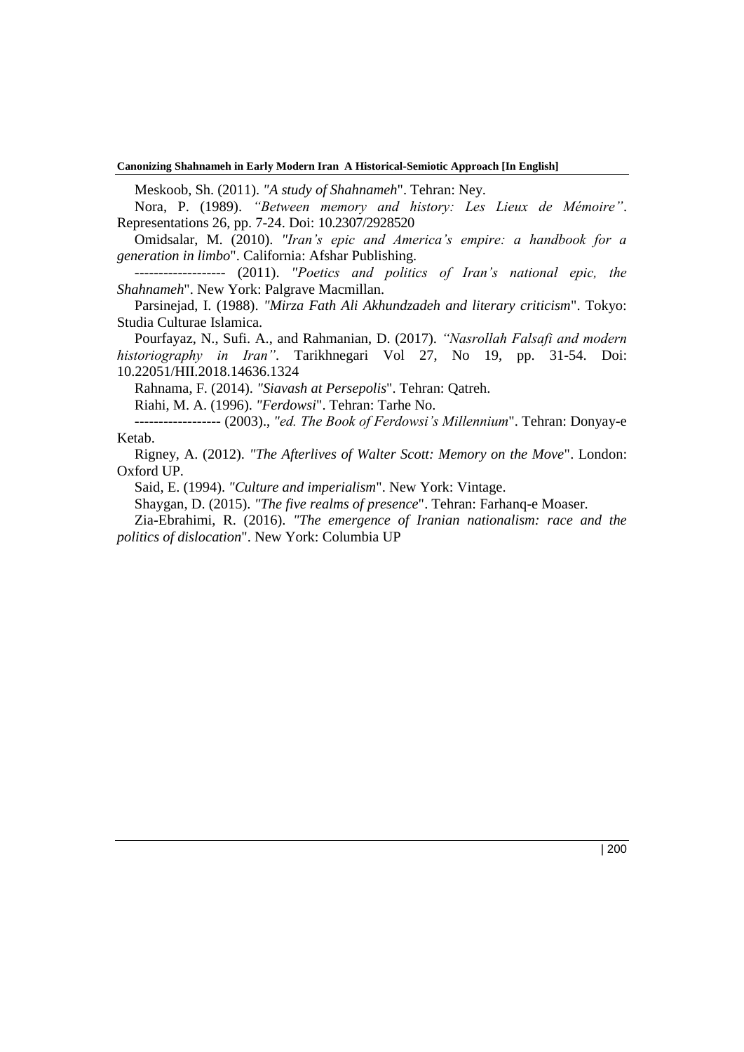Meskoob, Sh. (2011). *"A study of Shahnameh*". Tehran: Ney.

Nora, P. (1989). *"Between memory and history: Les Lieux de Mémoire"*. Representations 26, pp. 7-24. Doi: 10.2307/2928520

Omidsalar, M. (2010). *"Iran's epic and America's empire: a handbook for a generation in limbo*". California: Afshar Publishing.

------------------- (2011). *"Poetics and politics of Iran's national epic, the Shahnameh*". New York: Palgrave Macmillan.

Parsinejad, I. (1988). *"Mirza Fath Ali Akhundzadeh and literary criticism*". Tokyo: Studia Culturae Islamica.

Pourfayaz, N., Sufi. A., and Rahmanian, D. (2017). *"Nasrollah Falsafi and modern historiography in Iran"*. Tarikhnegari Vol 27, No 19, pp. 31-54. Doi: 10.22051/HII.2018.14636.1324

Rahnama, F. (2014). *"Siavash at Persepolis*". Tehran: Qatreh.

Riahi, M. A. (1996). *"Ferdowsi*". Tehran: Tarhe No.

------------------ (2003)., *"ed. The Book of Ferdowsi's Millennium*". Tehran: Donyay-e Ketab.

Rigney, A. (2012). *"The Afterlives of Walter Scott: Memory on the Move*". London: Oxford UP.

Said, E. (1994). *"Culture and imperialism*". New York: Vintage.

Shaygan, D. (2015). *"The five realms of presence*". Tehran: Farhanq-e Moaser.

Zia-Ebrahimi, R. (2016). *"The emergence of Iranian nationalism: race and the politics of dislocation*". New York: Columbia UP